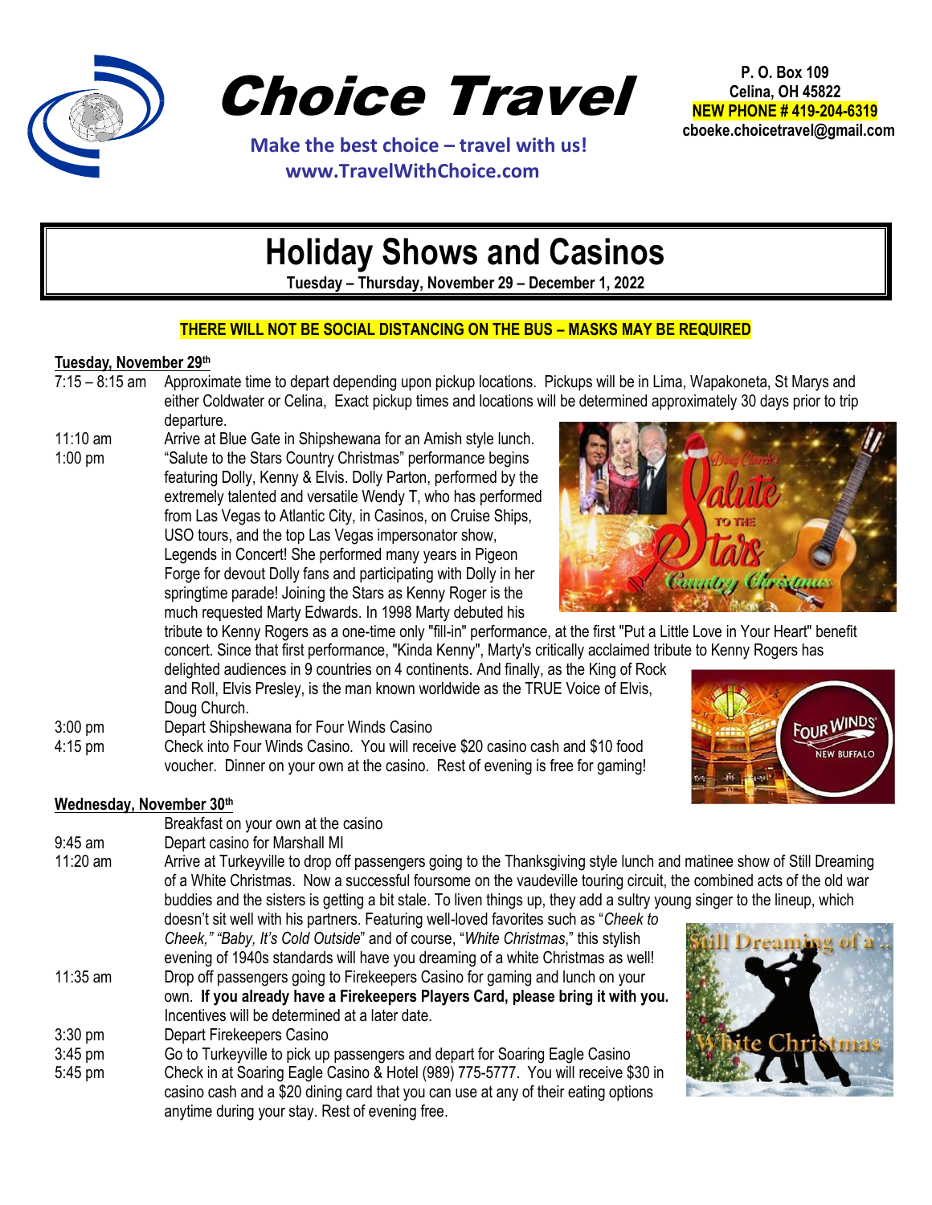# Choice Travel

**Make the best choice – travel with us!**
**www.TravelWithChoice.com**

**P. O. Box 109**
**Celina, OH 45822**
**NEW PHONE # 419-204-6319**
**cboeke.choicetravel@gmail.com**

## Holiday Shows and Casinos

**Tuesday – Thursday, November 29 – December 1, 2022**

**THERE WILL NOT BE SOCIAL DISTANCING ON THE BUS – MASKS MAY BE REQUIRED**

### Tuesday, November 29th

7:15 – 8:15 am — Approximate time to depart depending upon pickup locations. Pickups will be in Lima, Wapakoneta, St Marys and either Coldwater or Celina, Exact pickup times and locations will be determined approximately 30 days prior to trip departure.

11:10 am — Arrive at Blue Gate in Shipshewana for an Amish style lunch.

1:00 pm — "Salute to the Stars Country Christmas" performance begins featuring Dolly, Kenny & Elvis. Dolly Parton, performed by the extremely talented and versatile Wendy T, who has performed from Las Vegas to Atlantic City, in Casinos, on Cruise Ships, USO tours, and the top Las Vegas impersonator show, Legends in Concert! She performed many years in Pigeon Forge for devout Dolly fans and participating with Dolly in her springtime parade! Joining the Stars as Kenny Roger is the much requested Marty Edwards. In 1998 Marty debuted his tribute to Kenny Rogers as a one-time only "fill-in" performance, at the first "Put a Little Love in Your Heart" benefit concert. Since that first performance, "Kinda Kenny", Marty's critically acclaimed tribute to Kenny Rogers has delighted audiences in 9 countries on 4 continents. And finally, as the King of Rock and Roll, Elvis Presley, is the man known worldwide as the TRUE Voice of Elvis, Doug Church.

3:00 pm — Depart Shipshewana for Four Winds Casino

4:15 pm — Check into Four Winds Casino. You will receive $20 casino cash and $10 food voucher. Dinner on your own at the casino. Rest of evening is free for gaming!

### Wednesday, November 30th

Breakfast on your own at the casino

9:45 am — Depart casino for Marshall MI

11:20 am — Arrive at Turkeyville to drop off passengers going to the Thanksgiving style lunch and matinee show of Still Dreaming of a White Christmas. Now a successful foursome on the vaudeville touring circuit, the combined acts of the old war buddies and the sisters is getting a bit stale. To liven things up, they add a sultry young singer to the lineup, which doesn't sit well with his partners. Featuring well-loved favorites such as "*Cheek to Cheek,*" "*Baby, It's Cold Outside*" and of course, "*White Christmas*," this stylish evening of 1940s standards will have you dreaming of a white Christmas as well!

11:35 am — Drop off passengers going to Firekeepers Casino for gaming and lunch on your own. **If you already have a Firekeepers Players Card, please bring it with you.** Incentives will be determined at a later date.

3:30 pm — Depart Firekeepers Casino

3:45 pm — Go to Turkeyville to pick up passengers and depart for Soaring Eagle Casino

5:45 pm — Check in at Soaring Eagle Casino & Hotel (989) 775-5777. You will receive $30 in casino cash and a $20 dining card that you can use at any of their eating options anytime during your stay. Rest of evening free.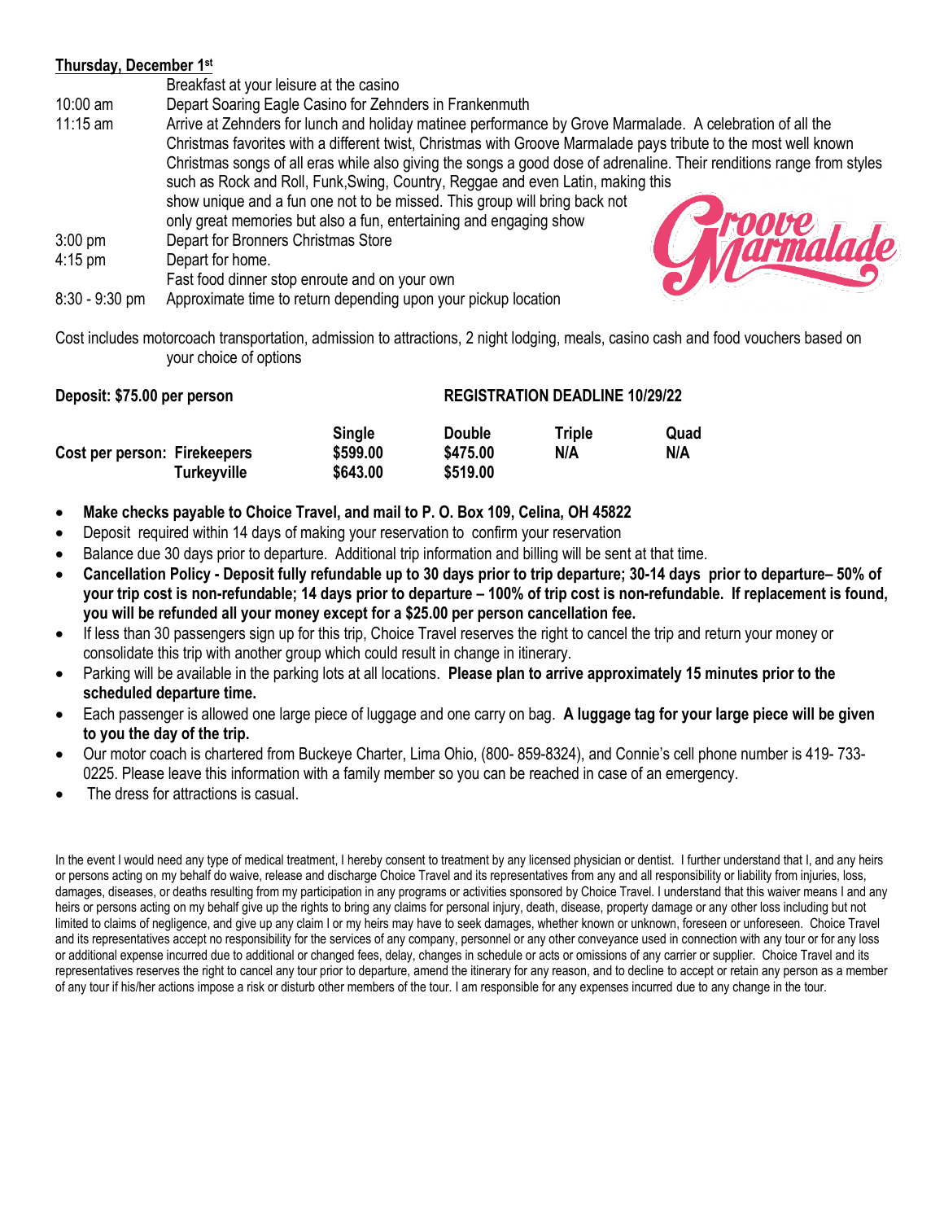**Thursday, December 1st**

| | |
|---|---|
| | Breakfast at your leisure at the casino |
| 10:00 am | Depart Soaring Eagle Casino for Zehnders in Frankenmuth |
| 11:15 am | Arrive at Zehnders for lunch and holiday matinee performance by Grove Marmalade. A celebration of all the Christmas favorites with a different twist, Christmas with Groove Marmalade pays tribute to the most well known Christmas songs of all eras while also giving the songs a good dose of adrenaline. Their renditions range from styles such as Rock and Roll, Funk,Swing, Country, Reggae and even Latin, making this show unique and a fun one not to be missed. This group will bring back not only great memories but also a fun, entertaining and engaging show |
| 3:00 pm | Depart for Bronners Christmas Store |
| 4:15 pm | Depart for home. Fast food dinner stop enroute and on your own |
| 8:30 - 9:30 pm | Approximate time to return depending upon your pickup location |

Groove Marmalade

Cost includes motorcoach transportation, admission to attractions, 2 night lodging, meals, casino cash and food vouchers based on your choice of options

**Deposit: $75.00 per person** **REGISTRATION DEADLINE 10/29/22**

| | Single | Double | Triple | Quad |
|---|---|---|---|---|
| **Cost per person: Firekeepers** | **$599.00** | **$475.00** | **N/A** | **N/A** |
| **Turkeyville** | **$643.00** | **$519.00** | | |

- **Make checks payable to Choice Travel, and mail to P. O. Box 109, Celina, OH 45822**
- Deposit required within 14 days of making your reservation to confirm your reservation
- Balance due 30 days prior to departure. Additional trip information and billing will be sent at that time.
- **Cancellation Policy - Deposit fully refundable up to 30 days prior to trip departure; 30-14 days prior to departure– 50% of your trip cost is non-refundable; 14 days prior to departure – 100% of trip cost is non-refundable. If replacement is found, you will be refunded all your money except for a $25.00 per person cancellation fee.**
- If less than 30 passengers sign up for this trip, Choice Travel reserves the right to cancel the trip and return your money or consolidate this trip with another group which could result in change in itinerary.
- Parking will be available in the parking lots at all locations. **Please plan to arrive approximately 15 minutes prior to the scheduled departure time.**
- Each passenger is allowed one large piece of luggage and one carry on bag. **A luggage tag for your large piece will be given to you the day of the trip.**
- Our motor coach is chartered from Buckeye Charter, Lima Ohio, (800- 859-8324), and Connie's cell phone number is 419- 733-0225. Please leave this information with a family member so you can be reached in case of an emergency.
- The dress for attractions is casual.

In the event I would need any type of medical treatment, I hereby consent to treatment by any licensed physician or dentist. I further understand that I, and any heirs or persons acting on my behalf do waive, release and discharge Choice Travel and its representatives from any and all responsibility or liability from injuries, loss, damages, diseases, or deaths resulting from my participation in any programs or activities sponsored by Choice Travel. I understand that this waiver means I and any heirs or persons acting on my behalf give up the rights to bring any claims for personal injury, death, disease, property damage or any other loss including but not limited to claims of negligence, and give up any claim I or my heirs may have to seek damages, whether known or unknown, foreseen or unforeseen. Choice Travel and its representatives accept no responsibility for the services of any company, personnel or any other conveyance used in connection with any tour or for any loss or additional expense incurred due to additional or changed fees, delay, changes in schedule or acts or omissions of any carrier or supplier. Choice Travel and its representatives reserves the right to cancel any tour prior to departure, amend the itinerary for any reason, and to decline to accept or retain any person as a member of any tour if his/her actions impose a risk or disturb other members of the tour. I am responsible for any expenses incurred due to any change in the tour.